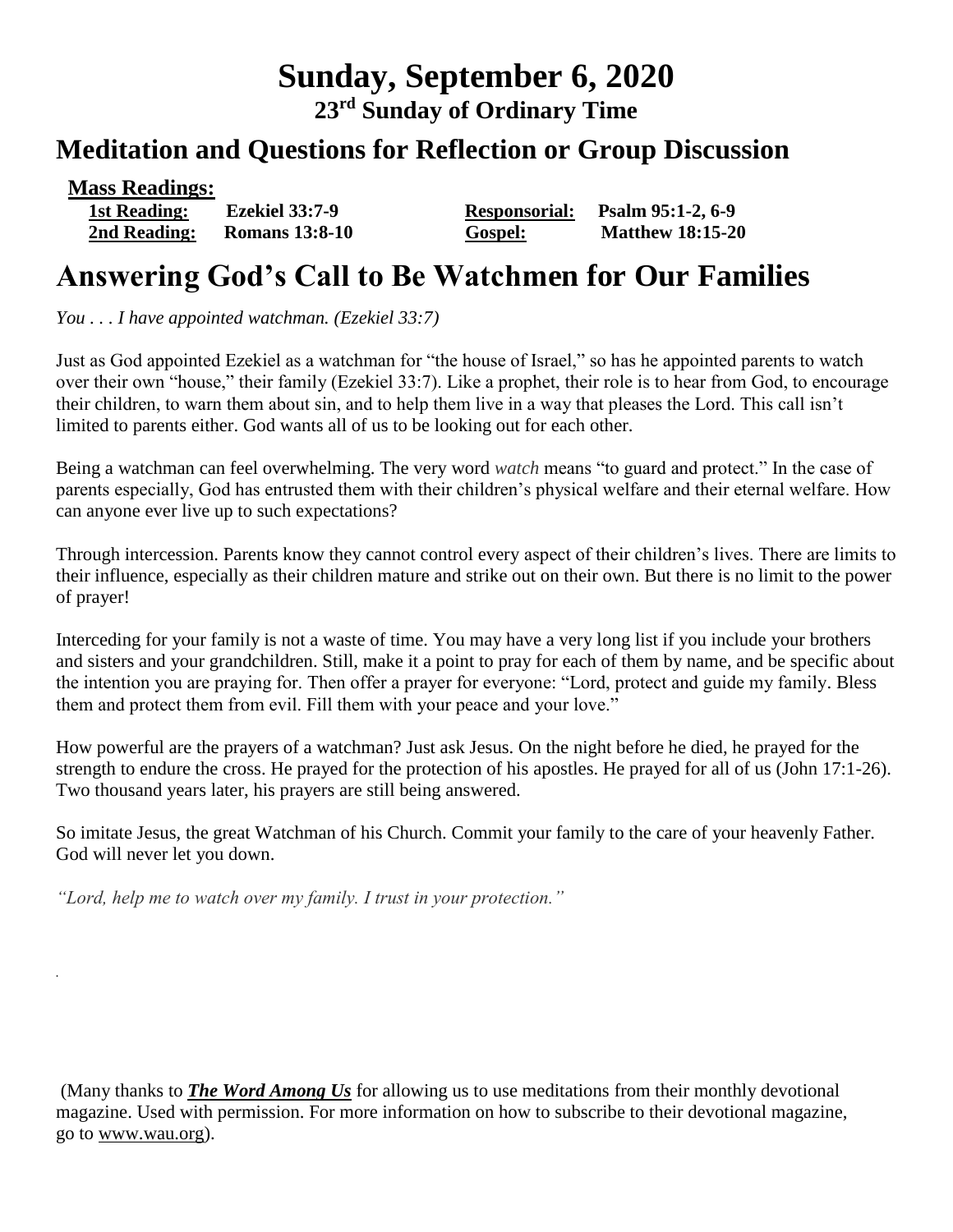# Sunday, September 6, 2020

## 23rd Sunday of Ordinary Time

## Meditation and Questions for Reflection or Group Discussion

**Mass Readings:**

| | | | |
|---|---|---|---|
| **1st Reading:** | **Ezekiel 33:7-9** | **Responsorial:** | **Psalm 95:1-2, 6-9** |
| **2nd Reading:** | **Romans 13:8-10** | **Gospel:** | **Matthew 18:15-20** |

# Answering God's Call to Be Watchmen for Our Families

*You . . . I have appointed watchman. (Ezekiel 33:7)*

Just as God appointed Ezekiel as a watchman for "the house of Israel," so has he appointed parents to watch over their own "house," their family (Ezekiel 33:7). Like a prophet, their role is to hear from God, to encourage their children, to warn them about sin, and to help them live in a way that pleases the Lord. This call isn't limited to parents either. God wants all of us to be looking out for each other.

Being a watchman can feel overwhelming. The very word *watch* means "to guard and protect." In the case of parents especially, God has entrusted them with their children's physical welfare and their eternal welfare. How can anyone ever live up to such expectations?

Through intercession. Parents know they cannot control every aspect of their children's lives. There are limits to their influence, especially as their children mature and strike out on their own. But there is no limit to the power of prayer!

Interceding for your family is not a waste of time. You may have a very long list if you include your brothers and sisters and your grandchildren. Still, make it a point to pray for each of them by name, and be specific about the intention you are praying for. Then offer a prayer for everyone: "Lord, protect and guide my family. Bless them and protect them from evil. Fill them with your peace and your love."

How powerful are the prayers of a watchman? Just ask Jesus. On the night before he died, he prayed for the strength to endure the cross. He prayed for the protection of his apostles. He prayed for all of us (John 17:1-26). Two thousand years later, his prayers are still being answered.

So imitate Jesus, the great Watchman of his Church. Commit your family to the care of your heavenly Father. God will never let you down.

*"Lord, help me to watch over my family. I trust in your protection."*

(Many thanks to ***The Word Among Us*** for allowing us to use meditations from their monthly devotional magazine. Used with permission. For more information on how to subscribe to their devotional magazine, go to www.wau.org).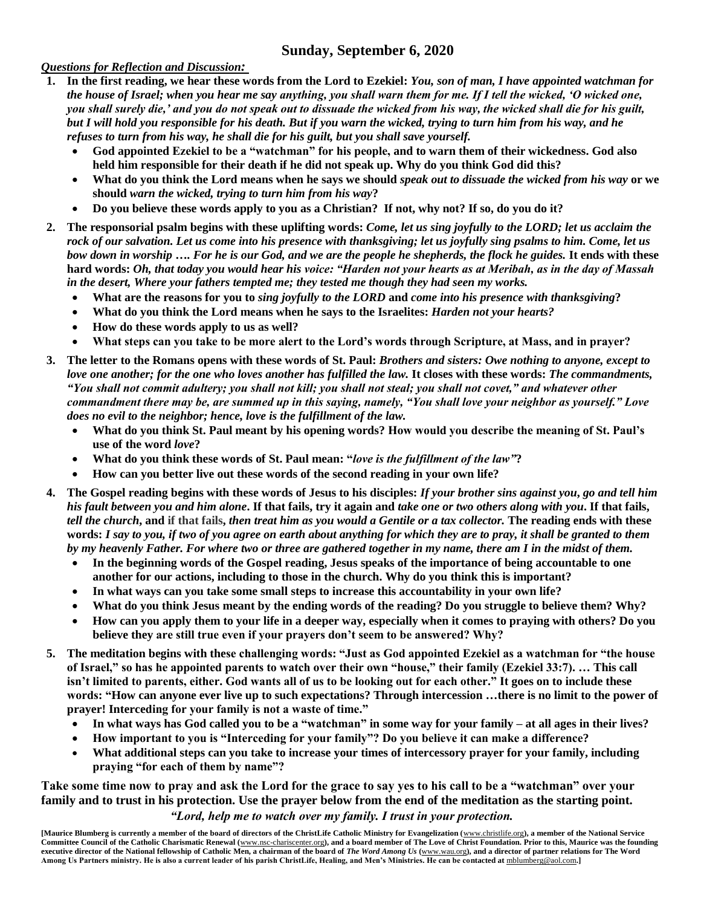## Sunday, September 6, 2020

***Questions for Reflection and Discussion:***

1. **In the first reading, we hear these words from the Lord to Ezekiel:** ***You, son of man, I have appointed watchman for the house of Israel; when you hear me say anything, you shall warn them for me. If I tell the wicked, 'O wicked one, you shall surely die,' and you do not speak out to dissuade the wicked from his way, the wicked shall die for his guilt, but I will hold you responsible for his death. But if you warn the wicked, trying to turn him from his way, and he refuses to turn from his way, he shall die for his guilt, but you shall save yourself.***
   - **God appointed Ezekiel to be a "watchman" for his people, and to warn them of their wickedness. God also held him responsible for their death if he did not speak up. Why do you think God did this?**
   - **What do you think the Lord means when he says we should** ***speak out to dissuade the wicked from his way*** **or we should** ***warn the wicked, trying to turn him from his way*****?**
   - **Do you believe these words apply to you as a Christian? If not, why not? If so, do you do it?**

2. **The responsorial psalm begins with these uplifting words:** ***Come, let us sing joyfully to the LORD; let us acclaim the rock of our salvation. Let us come into his presence with thanksgiving; let us joyfully sing psalms to him. Come, let us bow down in worship …. For he is our God, and we are the people he shepherds, the flock he guides.*** **It ends with these hard words:** ***Oh, that today you would hear his voice: "Harden not your hearts as at Meribah, as in the day of Massah in the desert, Where your fathers tempted me; they tested me though they had seen my works.***
   - **What are the reasons for you to** ***sing joyfully to the LORD*** **and** ***come into his presence with thanksgiving*****?**
   - **What do you think the Lord means when he says to the Israelites:** ***Harden not your hearts?***
   - **How do these words apply to us as well?**
   - **What steps can you take to be more alert to the Lord's words through Scripture, at Mass, and in prayer?**

3. **The letter to the Romans opens with these words of St. Paul:** ***Brothers and sisters: Owe nothing to anyone, except to love one another; for the one who loves another has fulfilled the law.*** **It closes with these words:** ***The commandments, "You shall not commit adultery; you shall not kill; you shall not steal; you shall not covet," and whatever other commandment there may be, are summed up in this saying, namely, "You shall love your neighbor as yourself." Love does no evil to the neighbor; hence, love is the fulfillment of the law.***
   - **What do you think St. Paul meant by his opening words? How would you describe the meaning of St. Paul's use of the word** ***love*****?**
   - **What do you think these words of St. Paul mean: "*****love is the fulfillment of the law"*****?**
   - **How can you better live out these words of the second reading in your own life?**

4. **The Gospel reading begins with these words of Jesus to his disciples:** ***If your brother sins against you, go and tell him his fault between you and him alone*****. If that fails, try it again and** ***take one or two others along with you*****. If that fails,** ***tell the church*****, and if that fails,** ***then treat him as you would a Gentile or a tax collector.*** **The reading ends with these words:** ***I say to you, if two of you agree on earth about anything for which they are to pray, it shall be granted to them by my heavenly Father. For where two or three are gathered together in my name, there am I in the midst of them.***
   - **In the beginning words of the Gospel reading, Jesus speaks of the importance of being accountable to one another for our actions, including to those in the church. Why do you think this is important?**
   - **In what ways can you take some small steps to increase this accountability in your own life?**
   - **What do you think Jesus meant by the ending words of the reading? Do you struggle to believe them? Why?**
   - **How can you apply them to your life in a deeper way, especially when it comes to praying with others? Do you believe they are still true even if your prayers don't seem to be answered? Why?**

5. **The meditation begins with these challenging words: "Just as God appointed Ezekiel as a watchman for "the house of Israel," so has he appointed parents to watch over their own "house," their family (Ezekiel 33:7). … This call isn't limited to parents, either. God wants all of us to be looking out for each other." It goes on to include these words: "How can anyone ever live up to such expectations? Through intercession …there is no limit to the power of prayer! Interceding for your family is not a waste of time."**
   - **In what ways has God called you to be a "watchman" in some way for your family – at all ages in their lives?**
   - **How important to you is "Interceding for your family"? Do you believe it can make a difference?**
   - **What additional steps can you take to increase your times of intercessory prayer for your family, including praying "for each of them by name"?**

**Take some time now to pray and ask the Lord for the grace to say yes to his call to be a "watchman" over your family and to trust in his protection. Use the prayer below from the end of the meditation as the starting point.**

***"Lord, help me to watch over my family. I trust in your protection.***

**[Maurice Blumberg is currently a member of the board of directors of the ChristLife Catholic Ministry for Evangelization (www.christlife.org), a member of the National Service Committee Council of the Catholic Charismatic Renewal (www.nsc-chariscenter.org), and a board member of The Love of Christ Foundation. Prior to this, Maurice was the founding executive director of the National fellowship of Catholic Men, a chairman of the board of *The Word Among Us* (www.wau.org), and a director of partner relations for The Word Among Us Partners ministry. He is also a current leader of his parish ChristLife, Healing, and Men's Ministries. He can be contacted at mblumberg@aol.com.]**